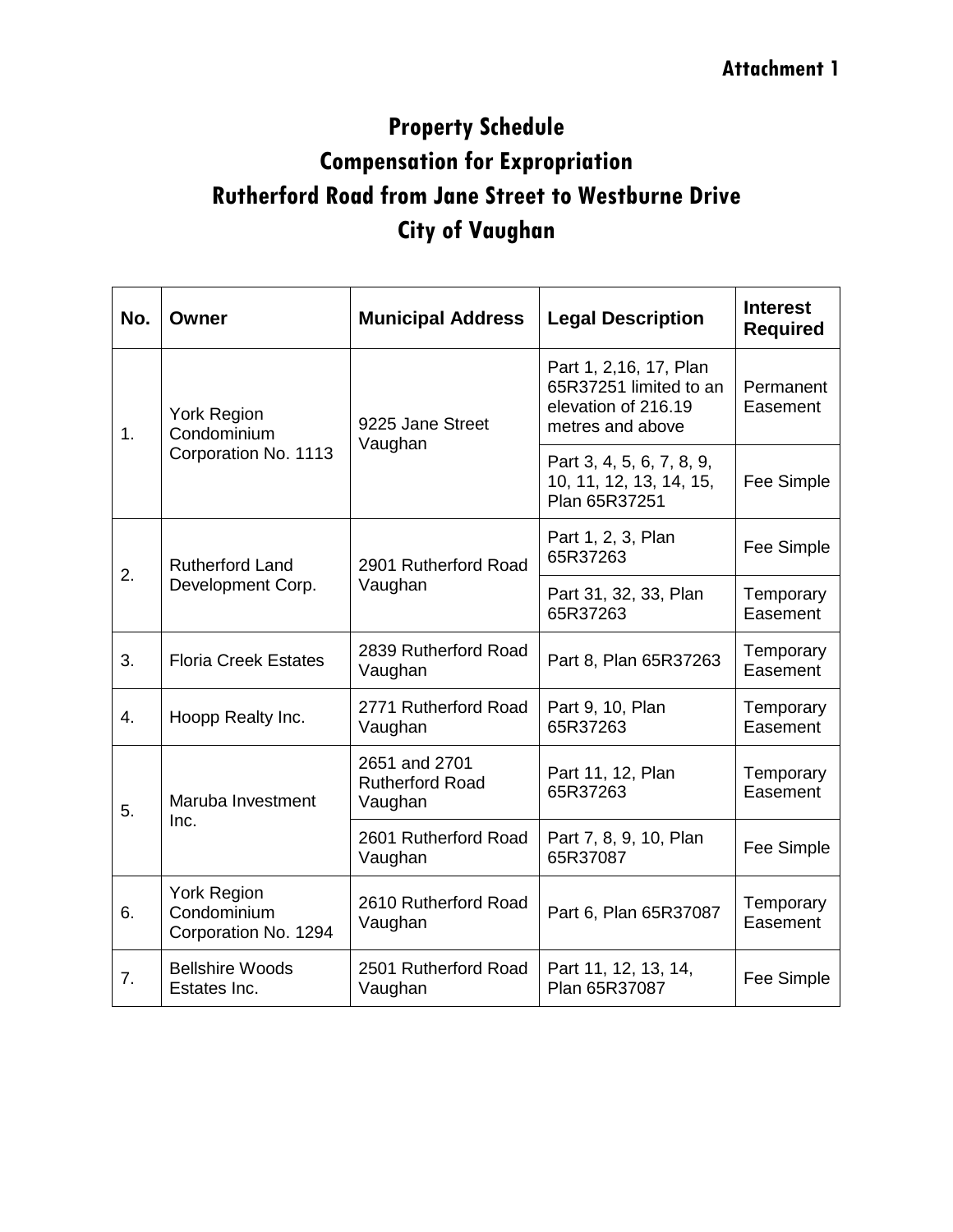**Attachment 1**

# Property Schedule
# Compensation for Expropriation
# Rutherford Road from Jane Street to Westburne Drive
# City of Vaughan

| No. | Owner | Municipal Address | Legal Description | Interest Required |
|---|---|---|---|---|
| 1. | York Region Condominium Corporation No. 1113 | 9225 Jane Street Vaughan | Part 1, 2,16, 17, Plan 65R37251 limited to an elevation of 216.19 metres and above | Permanent Easement |
| | | | Part 3, 4, 5, 6, 7, 8, 9, 10, 11, 12, 13, 14, 15, Plan 65R37251 | Fee Simple |
| 2. | Rutherford Land Development Corp. | 2901 Rutherford Road Vaughan | Part 1, 2, 3, Plan 65R37263 | Fee Simple |
| | | | Part 31, 32, 33, Plan 65R37263 | Temporary Easement |
| 3. | Floria Creek Estates | 2839 Rutherford Road Vaughan | Part 8, Plan 65R37263 | Temporary Easement |
| 4. | Hoopp Realty Inc. | 2771 Rutherford Road Vaughan | Part 9, 10, Plan 65R37263 | Temporary Easement |
| 5. | Maruba Investment Inc. | 2651 and 2701 Rutherford Road Vaughan | Part 11, 12, Plan 65R37263 | Temporary Easement |
| | | 2601 Rutherford Road Vaughan | Part 7, 8, 9, 10, Plan 65R37087 | Fee Simple |
| 6. | York Region Condominium Corporation No. 1294 | 2610 Rutherford Road Vaughan | Part 6, Plan 65R37087 | Temporary Easement |
| 7. | Bellshire Woods Estates Inc. | 2501 Rutherford Road Vaughan | Part 11, 12, 13, 14, Plan 65R37087 | Fee Simple |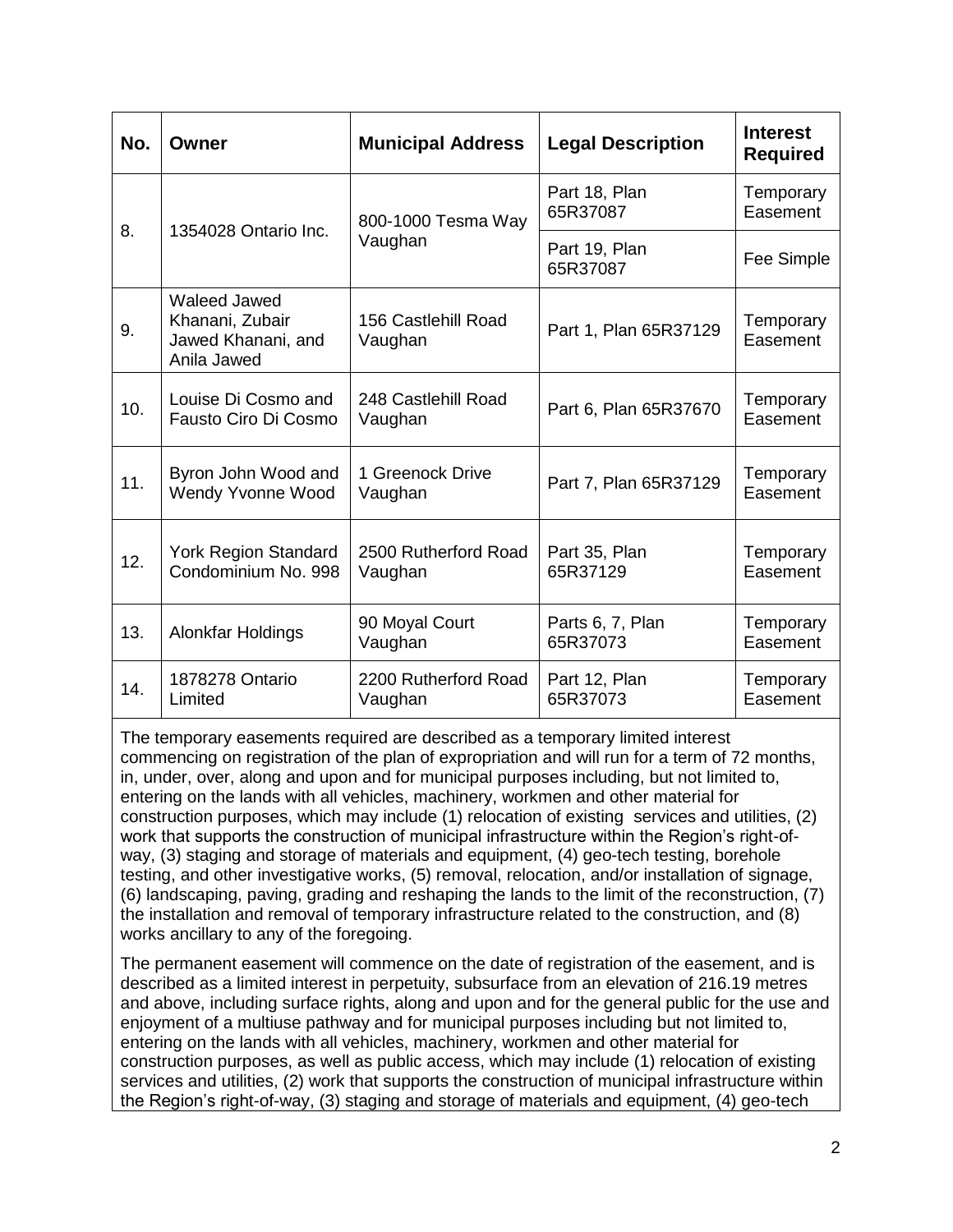| No. | Owner | Municipal Address | Legal Description | Interest Required |
|---|---|---|---|---|
| 8. | 1354028 Ontario Inc. | 800-1000 Tesma Way Vaughan | Part 18, Plan 65R37087 | Temporary Easement |
| | | | Part 19, Plan 65R37087 | Fee Simple |
| 9. | Waleed Jawed Khanani, Zubair Jawed Khanani, and Anila Jawed | 156 Castlehill Road Vaughan | Part 1, Plan 65R37129 | Temporary Easement |
| 10. | Louise Di Cosmo and Fausto Ciro Di Cosmo | 248 Castlehill Road Vaughan | Part 6, Plan 65R37670 | Temporary Easement |
| 11. | Byron John Wood and Wendy Yvonne Wood | 1 Greenock Drive Vaughan | Part 7, Plan 65R37129 | Temporary Easement |
| 12. | York Region Standard Condominium No. 998 | 2500 Rutherford Road Vaughan | Part 35, Plan 65R37129 | Temporary Easement |
| 13. | Alonkfar Holdings | 90 Moyal Court Vaughan | Parts 6, 7, Plan 65R37073 | Temporary Easement |
| 14. | 1878278 Ontario Limited | 2200 Rutherford Road Vaughan | Part 12, Plan 65R37073 | Temporary Easement |

The temporary easements required are described as a temporary limited interest commencing on registration of the plan of expropriation and will run for a term of 72 months, in, under, over, along and upon and for municipal purposes including, but not limited to, entering on the lands with all vehicles, machinery, workmen and other material for construction purposes, which may include (1) relocation of existing services and utilities, (2) work that supports the construction of municipal infrastructure within the Region's right-of-way, (3) staging and storage of materials and equipment, (4) geo-tech testing, borehole testing, and other investigative works, (5) removal, relocation, and/or installation of signage, (6) landscaping, paving, grading and reshaping the lands to the limit of the reconstruction, (7) the installation and removal of temporary infrastructure related to the construction, and (8) works ancillary to any of the foregoing.

The permanent easement will commence on the date of registration of the easement, and is described as a limited interest in perpetuity, subsurface from an elevation of 216.19 metres and above, including surface rights, along and upon and for the general public for the use and enjoyment of a multiuse pathway and for municipal purposes including but not limited to, entering on the lands with all vehicles, machinery, workmen and other material for construction purposes, as well as public access, which may include (1) relocation of existing services and utilities, (2) work that supports the construction of municipal infrastructure within the Region's right-of-way, (3) staging and storage of materials and equipment, (4) geo-tech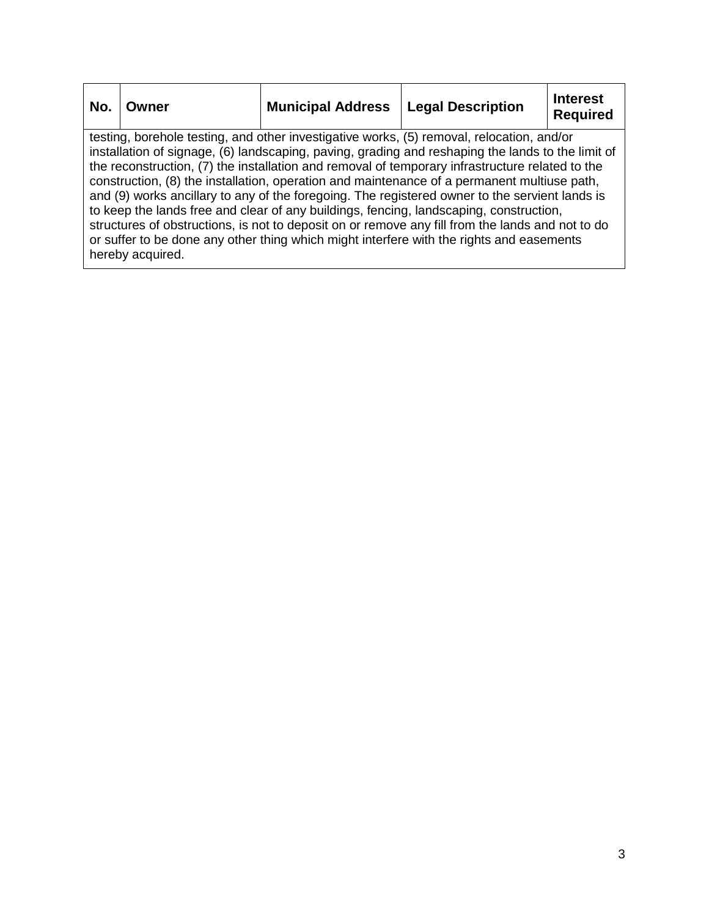| No. | Owner | Municipal Address | Legal Description | Interest Required |
|---|---|---|---|---|
| testing, borehole testing, and other investigative works, (5) removal, relocation, and/or installation of signage, (6) landscaping, paving, grading and reshaping the lands to the limit of the reconstruction, (7) the installation and removal of temporary infrastructure related to the construction, (8) the installation, operation and maintenance of a permanent multiuse path, and (9) works ancillary to any of the foregoing. The registered owner to the servient lands is to keep the lands free and clear of any buildings, fencing, landscaping, construction, structures of obstructions, is not to deposit on or remove any fill from the lands and not to do or suffer to be done any other thing which might interfere with the rights and easements hereby acquired. | | | | |